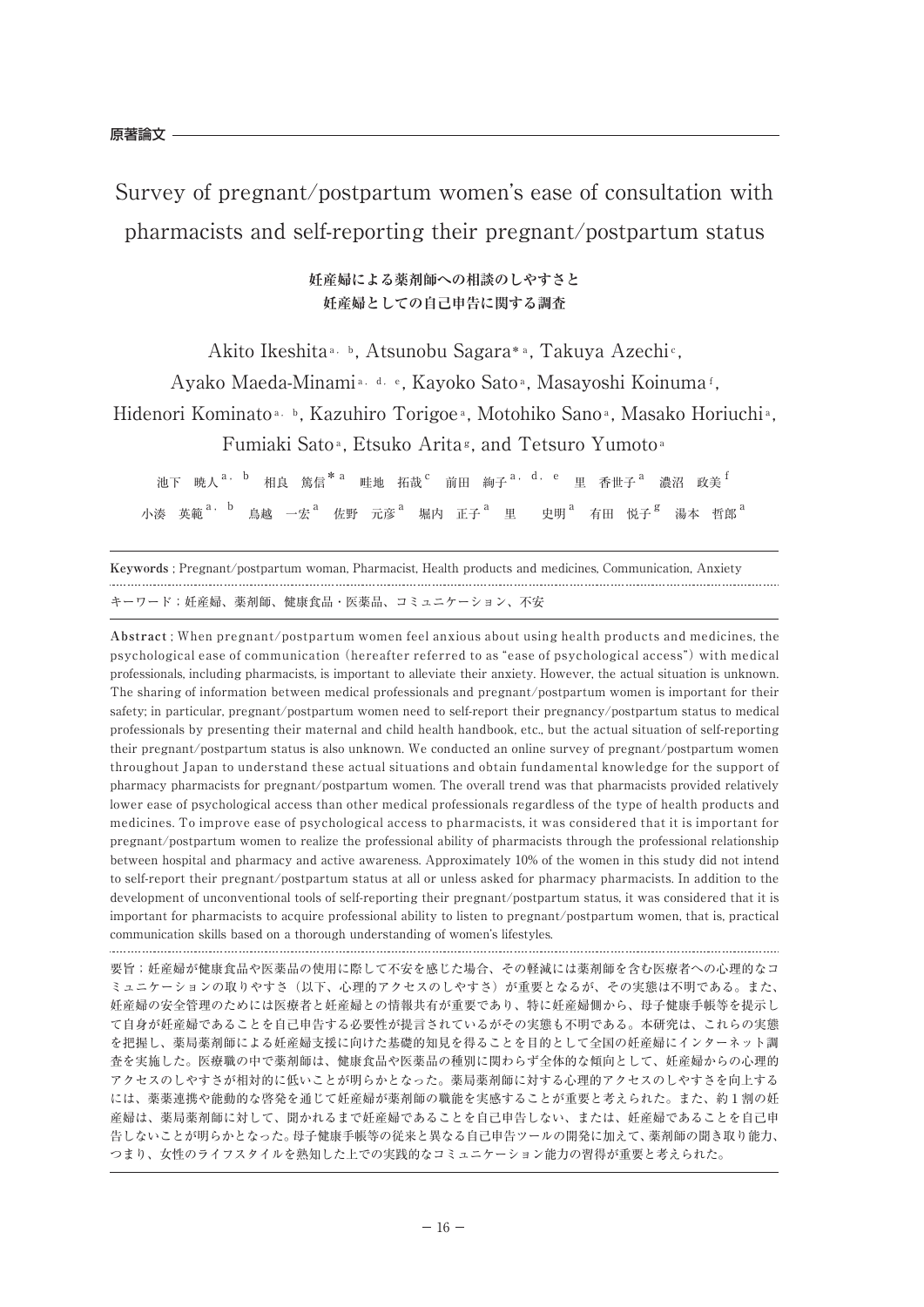**原著論文**

# Survey of pregnant/postpartum women's ease of consultation with pharmacists and self-reporting their pregnant/postpartum status

## 妊産婦による薬剤師への相談のしやすさと妊産婦としての自己申告に関する調査

Akito Ikeshita[a, b], Atsunobu Sagara*[a], Takuya Azechi[c], Ayako Maeda-Minami[a, d, e], Kayoko Sato[a], Masayoshi Koinuma[f], Hidenori Kominato[a, b], Kazuhiro Torigoe[a], Motohiko Sano[a], Masako Horiuchi[a], Fumiaki Sato[a], Etsuko Arita[g], and Tetsuro Yumoto[a]

池下　暁人[a, b]　相良　篤信*[a]　畦地　拓哉[c]　前田　絢子[a, d, e]　里　香世子[a]　濃沼　政美[f]
小湊　英範[a, b]　鳥越　一宏[a]　佐野　元彦[a]　堀内　正子[a]　里　史明[a]　有田　悦子[g]　湯本　哲郎[a]

**Keywords** ; Pregnant/postpartum woman, Pharmacist, Health products and medicines, Communication, Anxiety

キーワード：妊産婦、薬剤師、健康食品・医薬品、コミュニケーション、不安

**Abstract** ; When pregnant/postpartum women feel anxious about using health products and medicines, the psychological ease of communication (hereafter referred to as "ease of psychological access") with medical professionals, including pharmacists, is important to alleviate their anxiety. However, the actual situation is unknown. The sharing of information between medical professionals and pregnant/postpartum women is important for their safety; in particular, pregnant/postpartum women need to self-report their pregnancy/postpartum status to medical professionals by presenting their maternal and child health handbook, etc., but the actual situation of self-reporting their pregnant/postpartum status is also unknown. We conducted an online survey of pregnant/postpartum women throughout Japan to understand these actual situations and obtain fundamental knowledge for the support of pharmacy pharmacists for pregnant/postpartum women. The overall trend was that pharmacists provided relatively lower ease of psychological access than other medical professionals regardless of the type of health products and medicines. To improve ease of psychological access to pharmacists, it was considered that it is important for pregnant/postpartum women to realize the professional ability of pharmacists through the professional relationship between hospital and pharmacy and active awareness. Approximately 10% of the women in this study did not intend to self-report their pregnant/postpartum status at all or unless asked for pharmacy pharmacists. In addition to the development of unconventional tools of self-reporting their pregnant/postpartum status, it was considered that it is important for pharmacists to acquire professional ability to listen to pregnant/postpartum women, that is, practical communication skills based on a thorough understanding of women's lifestyles.

要旨：妊産婦が健康食品や医薬品の使用に際して不安を感じた場合、その軽減には薬剤師を含む医療者への心理的なコミュニケーションの取りやすさ（以下、心理的アクセスのしやすさ）が重要となるが、その実態は不明である。また、妊産婦の安全管理のためには医療者と妊産婦との情報共有が重要であり、特に妊産婦側から、母子健康手帳等を提示して自身が妊産婦であることを自己申告する必要性が提言されているがその実態も不明である。本研究は、これらの実態を把握し、薬局薬剤師による妊産婦支援に向けた基礎的知見を得ることを目的として全国の妊産婦にインターネット調査を実施した。医療職の中で薬剤師は、健康食品や医薬品の種別に関わらず全体的な傾向として、妊産婦からの心理的アクセスのしやすさが相対的に低いことが明らかとなった。薬局薬剤師に対する心理的アクセスのしやすさを向上するには、薬薬連携や能動的な啓発を通じて妊産婦が薬剤師の職能を実感することが重要と考えられた。また、約1割の妊産婦は、薬局薬剤師に対して、聞かれるまで妊産婦であることを自己申告しない、または、妊産婦であることを自己申告しないことが明らかとなった。母子健康手帳等の従来と異なる自己申告ツールの開発に加えて、薬剤師の聞き取り能力、つまり、女性のライフスタイルを熟知した上での実践的なコミュニケーション能力の習得が重要と考えられた。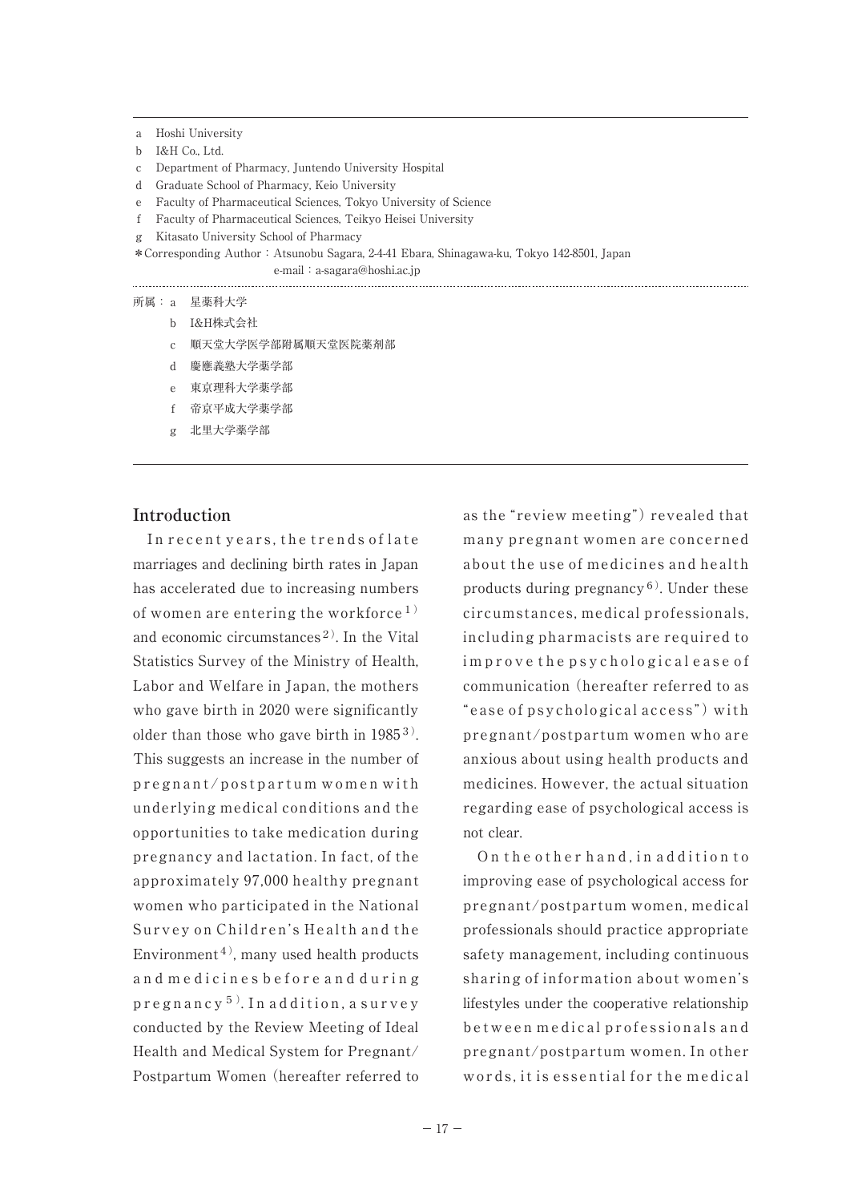a Hoshi University
b I&H Co., Ltd.
c Department of Pharmacy, Juntendo University Hospital
d Graduate School of Pharmacy, Keio University
e Faculty of Pharmaceutical Sciences, Tokyo University of Science
f Faculty of Pharmaceutical Sciences, Teikyo Heisei University
g Kitasato University School of Pharmacy
*Corresponding Author：Atsunobu Sagara, 2-4-41 Ebara, Shinagawa-ku, Tokyo 142-8501, Japan
e-mail：a-sagara@hoshi.ac.jp

所属：a 星薬科大学
b I&H株式会社
c 順天堂大学医学部附属順天堂医院薬剤部
d 慶應義塾大学薬学部
e 東京理科大学薬学部
f 帝京平成大学薬学部
g 北里大学薬学部

## Introduction

In recent years, the trends of late marriages and declining birth rates in Japan has accelerated due to increasing numbers of women are entering the workforce[1] and economic circumstances[2]. In the Vital Statistics Survey of the Ministry of Health, Labor and Welfare in Japan, the mothers who gave birth in 2020 were significantly older than those who gave birth in 1985[3]. This suggests an increase in the number of pregnant/postpartum women with underlying medical conditions and the opportunities to take medication during pregnancy and lactation. In fact, of the approximately 97,000 healthy pregnant women who participated in the National Survey on Children's Health and the Environment[4], many used health products and medicines before and during pregnancy[5]. In addition, a survey conducted by the Review Meeting of Ideal Health and Medical System for Pregnant/Postpartum Women (hereafter referred to as the "review meeting") revealed that many pregnant women are concerned about the use of medicines and health products during pregnancy[6]. Under these circumstances, medical professionals, including pharmacists are required to improve the psychological ease of communication (hereafter referred to as "ease of psychological access") with pregnant/postpartum women who are anxious about using health products and medicines. However, the actual situation regarding ease of psychological access is not clear.

On the other hand, in addition to improving ease of psychological access for pregnant/postpartum women, medical professionals should practice appropriate safety management, including continuous sharing of information about women's lifestyles under the cooperative relationship between medical professionals and pregnant/postpartum women. In other words, it is essential for the medical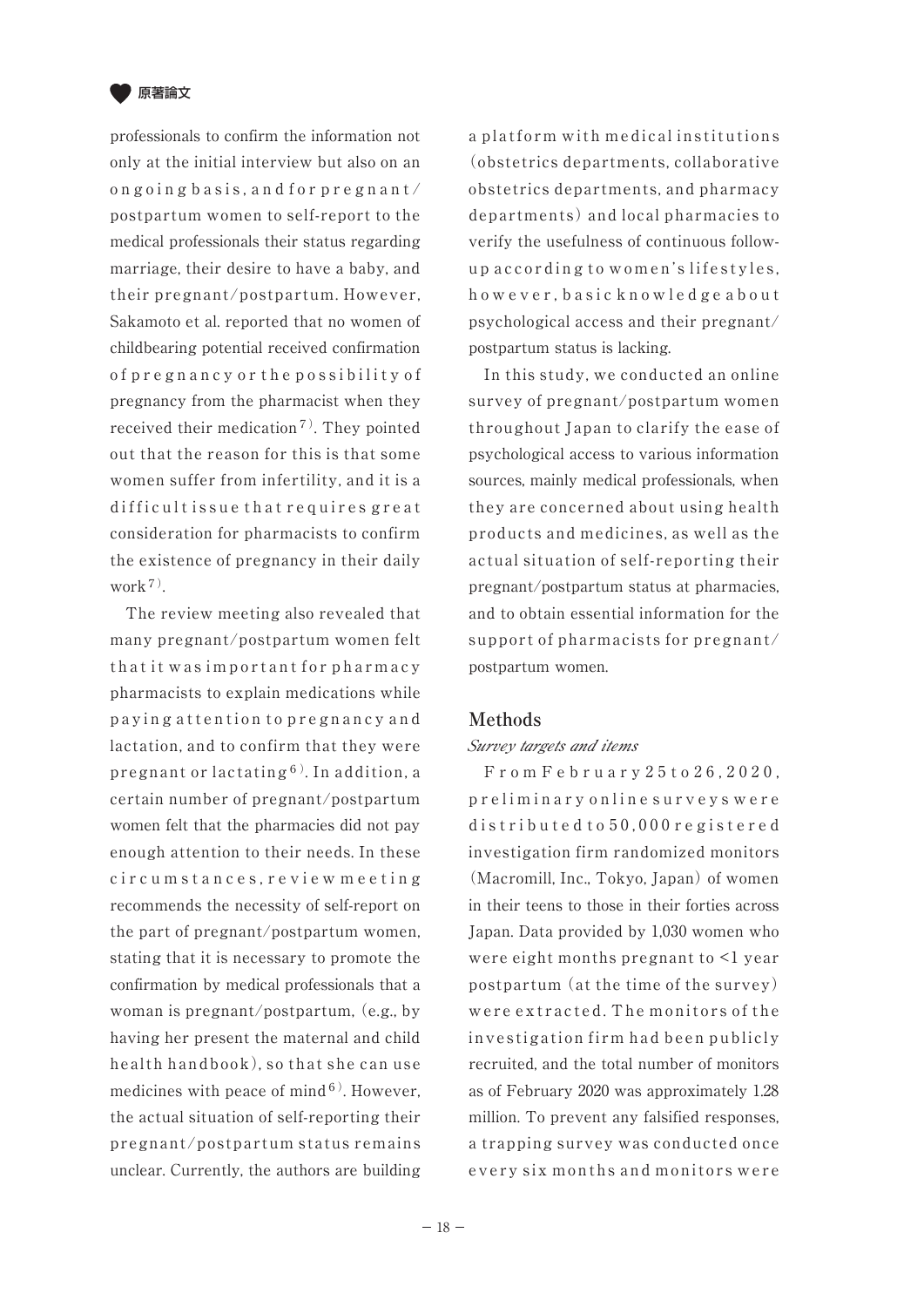professionals to confirm the information not only at the initial interview but also on an ongoing basis, and for pregnant/postpartum women to self-report to the medical professionals their status regarding marriage, their desire to have a baby, and their pregnant/postpartum. However, Sakamoto et al. reported that no women of childbearing potential received confirmation of pregnancy or the possibility of pregnancy from the pharmacist when they received their medication[7]. They pointed out that the reason for this is that some women suffer from infertility, and it is a difficult issue that requires great consideration for pharmacists to confirm the existence of pregnancy in their daily work[7].

The review meeting also revealed that many pregnant/postpartum women felt that it was important for pharmacy pharmacists to explain medications while paying attention to pregnancy and lactation, and to confirm that they were pregnant or lactating[6]. In addition, a certain number of pregnant/postpartum women felt that the pharmacies did not pay enough attention to their needs. In these circumstances, review meeting recommends the necessity of self-report on the part of pregnant/postpartum women, stating that it is necessary to promote the confirmation by medical professionals that a woman is pregnant/postpartum, (e.g., by having her present the maternal and child health handbook), so that she can use medicines with peace of mind[6]. However, the actual situation of self-reporting their pregnant/postpartum status remains unclear. Currently, the authors are building a platform with medical institutions (obstetrics departments, collaborative obstetrics departments, and pharmacy departments) and local pharmacies to verify the usefulness of continuous follow-up according to women's lifestyles, however, basic knowledge about psychological access and their pregnant/postpartum status is lacking.

In this study, we conducted an online survey of pregnant/postpartum women throughout Japan to clarify the ease of psychological access to various information sources, mainly medical professionals, when they are concerned about using health products and medicines, as well as the actual situation of self-reporting their pregnant/postpartum status at pharmacies, and to obtain essential information for the support of pharmacists for pregnant/postpartum women.

## Methods

### *Survey targets and items*

From February 25 to 26, 2020, preliminary online surveys were distributed to 50,000 registered investigation firm randomized monitors (Macromill, Inc., Tokyo, Japan) of women in their teens to those in their forties across Japan. Data provided by 1,030 women who were eight months pregnant to <1 year postpartum (at the time of the survey) were extracted. The monitors of the investigation firm had been publicly recruited, and the total number of monitors as of February 2020 was approximately 1.28 million. To prevent any falsified responses, a trapping survey was conducted once every six months and monitors were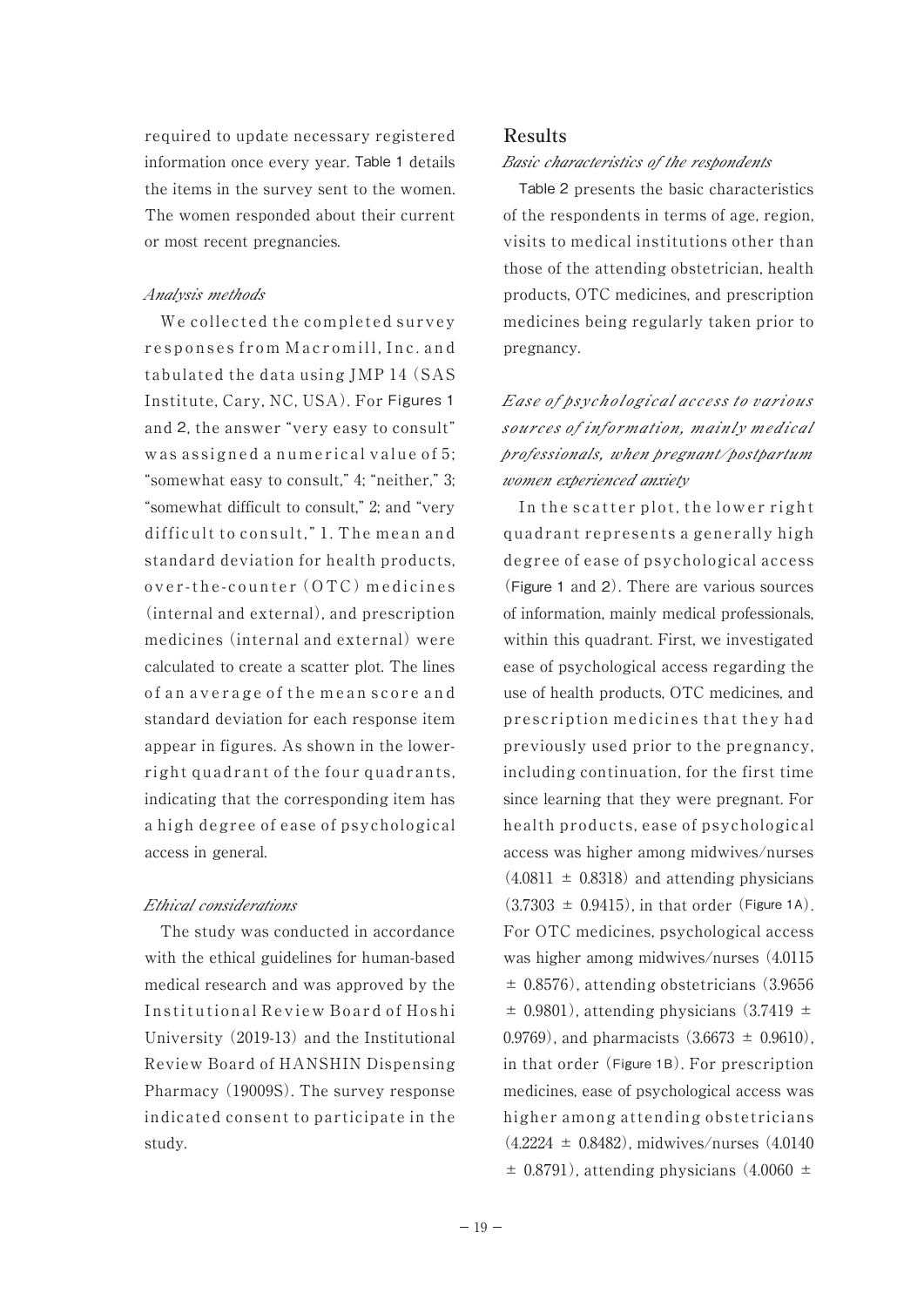required to update necessary registered information once every year. Table 1 details the items in the survey sent to the women. The women responded about their current or most recent pregnancies.

### *Analysis methods*

We collected the completed survey responses from Macromill, Inc. and tabulated the data using JMP 14 (SAS Institute, Cary, NC, USA). For Figures 1 and 2, the answer "very easy to consult" was assigned a numerical value of 5; "somewhat easy to consult," 4; "neither," 3; "somewhat difficult to consult," 2; and "very difficult to consult," 1. The mean and standard deviation for health products, over-the-counter (OTC) medicines (internal and external), and prescription medicines (internal and external) were calculated to create a scatter plot. The lines of an average of the mean score and standard deviation for each response item appear in figures. As shown in the lower-right quadrant of the four quadrants, indicating that the corresponding item has a high degree of ease of psychological access in general.

### *Ethical considerations*

The study was conducted in accordance with the ethical guidelines for human-based medical research and was approved by the Institutional Review Board of Hoshi University (2019-13) and the Institutional Review Board of HANSHIN Dispensing Pharmacy (19009S). The survey response indicated consent to participate in the study.

## Results

### *Basic characteristics of the respondents*

Table 2 presents the basic characteristics of the respondents in terms of age, region, visits to medical institutions other than those of the attending obstetrician, health products, OTC medicines, and prescription medicines being regularly taken prior to pregnancy.

### *Ease of psychological access to various sources of information, mainly medical professionals, when pregnant/postpartum women experienced anxiety*

In the scatter plot, the lower right quadrant represents a generally high degree of ease of psychological access (Figure 1 and 2). There are various sources of information, mainly medical professionals, within this quadrant. First, we investigated ease of psychological access regarding the use of health products, OTC medicines, and prescription medicines that they had previously used prior to the pregnancy, including continuation, for the first time since learning that they were pregnant. For health products, ease of psychological access was higher among midwives/nurses ($4.0811 \pm 0.8318$) and attending physicians ($3.7303 \pm 0.9415$), in that order (Figure 1A). For OTC medicines, psychological access was higher among midwives/nurses ($4.0115 \pm 0.8576$), attending obstetricians ($3.9656 \pm 0.9801$), attending physicians ($3.7419 \pm 0.9769$), and pharmacists ($3.6673 \pm 0.9610$), in that order (Figure 1B). For prescription medicines, ease of psychological access was higher among attending obstetricians ($4.2224 \pm 0.8482$), midwives/nurses ($4.0140 \pm 0.8791$), attending physicians ($4.0060 \pm$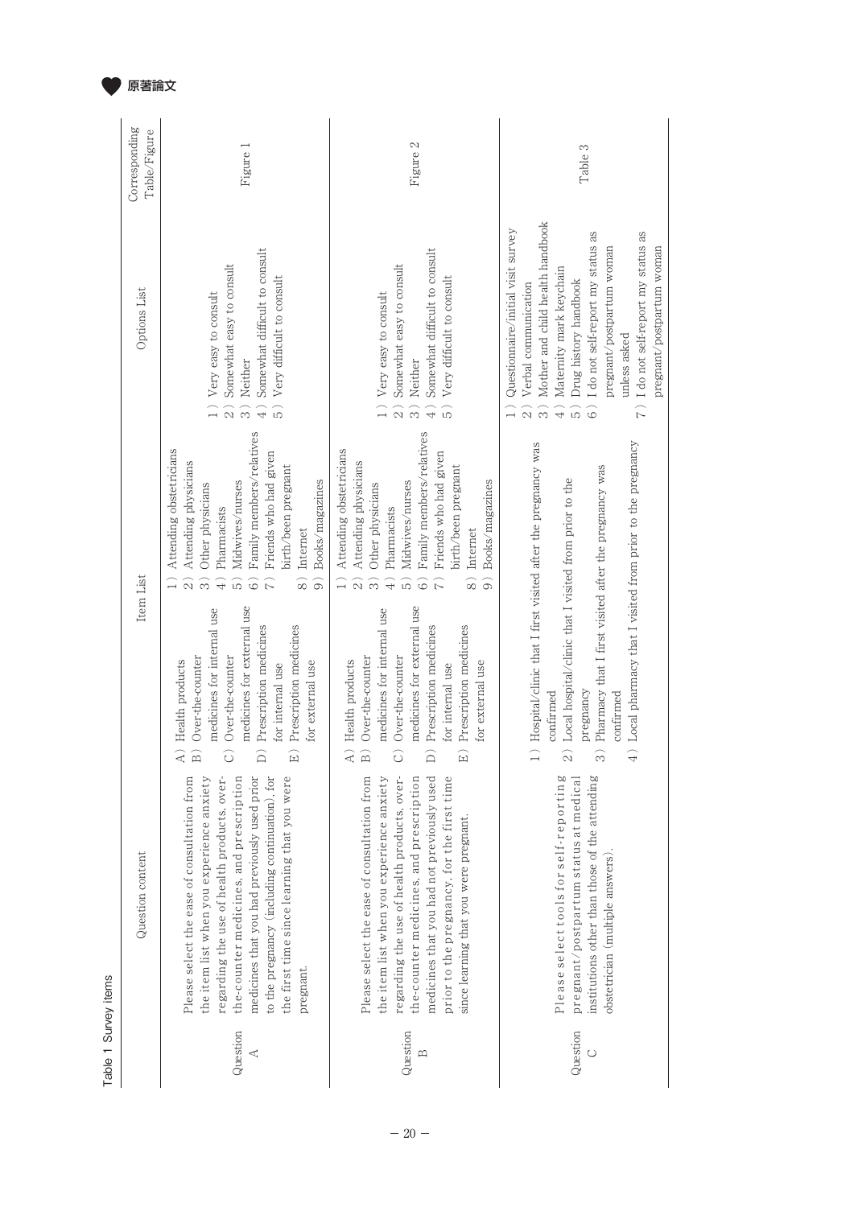Table 1 Survey items

| | Question content | Item List | | Options List | Corresponding Table/Figure |
|---|---|---|---|---|---|
| Question A | Please select the ease of consultation from the item list when you experience anxiety regarding the use of health products, over-the-counter medicines, and prescription medicines that you had previously used prior to the pregnancy (including continuation), for the first time since learning that you were pregnant. | A) Health products<br>B) Over-the-counter medicines for internal use<br>C) Over-the-counter medicines for external use<br>D) Prescription medicines for internal use<br>E) Prescription medicines for external use | 1) Attending obstetricians<br>2) Attending physicians<br>3) Other physicians<br>4) Pharmacists<br>5) Midwives/nurses<br>6) Family members/relatives<br>7) Friends who had given birth/been pregnant<br>8) Internet<br>9) Books/magazines | 1) Very easy to consult<br>2) Somewhat easy to consult<br>3) Neither<br>4) Somewhat difficult to consult<br>5) Very difficult to consult | Figure 1 |
| Question B | Please select the ease of consultation from the item list when you experience anxiety regarding the use of health products, over-the-counter medicines, and prescription medicines that you had not previously used prior to the pregnancy, for the first time since learning that you were pregnant. | A) Health products<br>B) Over-the-counter medicines for internal use<br>C) Over-the-counter medicines for external use<br>D) Prescription medicines for internal use<br>E) Prescription medicines for external use | 1) Attending obstetricians<br>2) Attending physicians<br>3) Other physicians<br>4) Pharmacists<br>5) Midwives/nurses<br>6) Family members/relatives<br>7) Friends who had given birth/been pregnant<br>8) Internet<br>9) Books/magazines | 1) Very easy to consult<br>2) Somewhat easy to consult<br>3) Neither<br>4) Somewhat difficult to consult<br>5) Very difficult to consult | Figure 2 |
| Question C | Please select tools for self-reporting pregnant/postpartum status at medical institutions other than those of the attending obstetrician (multiple answers). | 1) Hospital/clinic that I first visited after the pregnancy was confirmed<br>2) Local hospital/clinic that I visited from prior to the pregnancy<br>3) Pharmacy that I first visited after the pregnancy was confirmed<br>4) Local pharmacy that I visited from prior to the pregnancy | | 1) Questionnaire/initial visit survey<br>2) Verbal communication<br>3) Mother and child health handbook<br>4) Maternity mark keychain<br>5) Drug history handbook<br>6) I do not self-report my status as pregnant/postpartum woman unless asked<br>7) I do not self-report my status as pregnant/postpartum woman | Table 3 |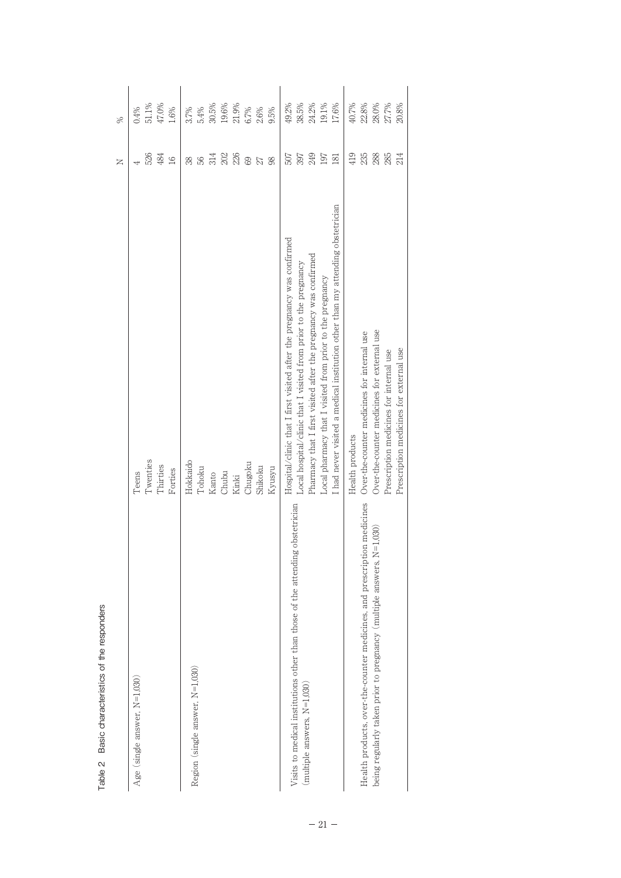Table 2 Basic characteristics of the responders

| | | N | % |
|---|---|---|---|
| Age (single answer, N=1,030) | Teens | 4 | 0.4% |
| | Twenties | 526 | 51.1% |
| | Thirties | 484 | 47.0% |
| | Forties | 16 | 1.6% |
| Region (single answer, N=1,030) | Hokkaido | 38 | 3.7% |
| | Tohoku | 56 | 5.4% |
| | Kanto | 314 | 30.5% |
| | Chubu | 202 | 19.6% |
| | Kinki | 226 | 21.9% |
| | Chugoku | 69 | 6.7% |
| | Shikoku | 27 | 2.6% |
| | Kyusyu | 98 | 9.5% |
| Visits to medical institutions other than those of the attending obstetrician (multiple answers, N=1,030) | Hospital/clinic that I first visited after the pregnancy was confirmed | 507 | 49.2% |
| | Local hospital/clinic that I visited from prior to the pregnancy | 397 | 38.5% |
| | Pharmacy that I first visited after the pregnancy was confirmed | 249 | 24.2% |
| | Local pharmacy that I visited from prior to the pregnancy | 197 | 19.1% |
| | I had never visited a medical institution other than my attending obstetrician | 181 | 17.6% |
| Health products, over-the-counter medicines, and prescription medicines being regularly taken prior to pregnancy (multiple answers, N=1,030) | Health products | 419 | 40.7% |
| | Over-the-counter medicines for internal use | 235 | 22.8% |
| | Over-the-counter medicines for external use | 288 | 28.0% |
| | Prescription medicines for internal use | 285 | 27.7% |
| | Prescription medicines for external use | 214 | 20.8% |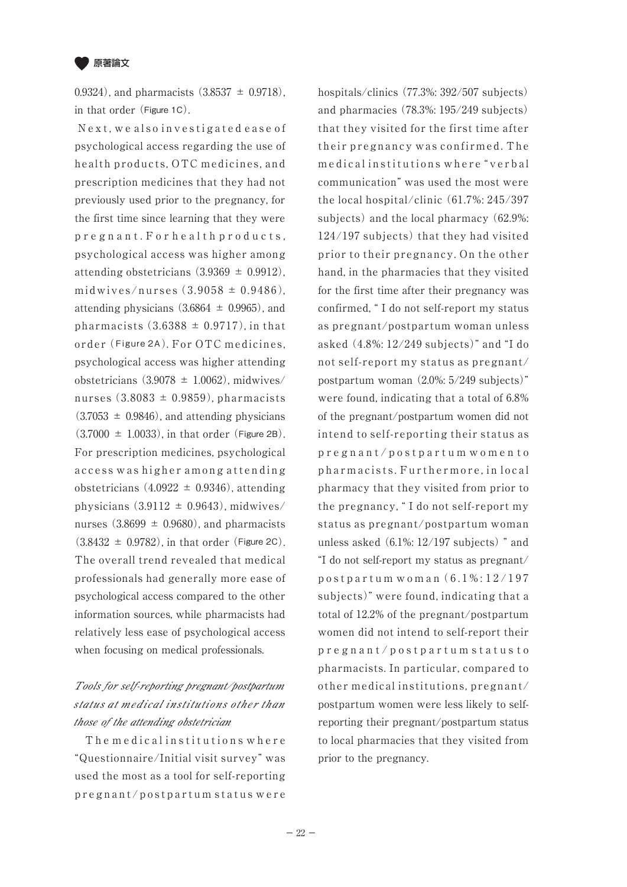0.9324), and pharmacists (3.8537 ± 0.9718), in that order (Figure 1C).

Next, we also investigated ease of psychological access regarding the use of health products, OTC medicines, and prescription medicines that they had not previously used prior to the pregnancy, for the first time since learning that they were pregnant. For health products, psychological access was higher among attending obstetricians (3.9369 ± 0.9912), midwives/nurses (3.9058 ± 0.9486), attending physicians (3.6864 ± 0.9965), and pharmacists (3.6388 ± 0.9717), in that order (Figure 2A). For OTC medicines, psychological access was higher attending obstetricians (3.9078 ± 1.0062), midwives/nurses (3.8083 ± 0.9859), pharmacists (3.7053 ± 0.9846), and attending physicians (3.7000 ± 1.0033), in that order (Figure 2B). For prescription medicines, psychological access was higher among attending obstetricians (4.0922 ± 0.9346), attending physicians (3.9112 ± 0.9643), midwives/nurses (3.8699 ± 0.9680), and pharmacists (3.8432 ± 0.9782), in that order (Figure 2C). The overall trend revealed that medical professionals had generally more ease of psychological access compared to the other information sources, while pharmacists had relatively less ease of psychological access when focusing on medical professionals.

### *Tools for self-reporting pregnant/postpartum status at medical institutions other than those of the attending obstetrician*

The medical institutions where "Questionnaire/Initial visit survey" was used the most as a tool for self-reporting pregnant/postpartum status were hospitals/clinics (77.3%: 392/507 subjects) and pharmacies (78.3%: 195/249 subjects) that they visited for the first time after their pregnancy was confirmed. The medical institutions where "verbal communication" was used the most were the local hospital/clinic (61.7%: 245/397 subjects) and the local pharmacy (62.9%: 124/197 subjects) that they had visited prior to their pregnancy. On the other hand, in the pharmacies that they visited for the first time after their pregnancy was confirmed, " I do not self-report my status as pregnant/postpartum woman unless asked (4.8%: 12/249 subjects)" and "I do not self-report my status as pregnant/postpartum woman (2.0%: 5/249 subjects)" were found, indicating that a total of 6.8% of the pregnant/postpartum women did not intend to self-reporting their status as pregnant/postpartum women to pharmacists. Furthermore, in local pharmacy that they visited from prior to the pregnancy, " I do not self-report my status as pregnant/postpartum woman unless asked (6.1%: 12/197 subjects) " and "I do not self-report my status as pregnant/postpartum woman (6.1%: 12/197 subjects)" were found, indicating that a total of 12.2% of the pregnant/postpartum women did not intend to self-report their pregnant/postpartum status to pharmacists. In particular, compared to other medical institutions, pregnant/postpartum women were less likely to self-reporting their pregnant/postpartum status to local pharmacies that they visited from prior to the pregnancy.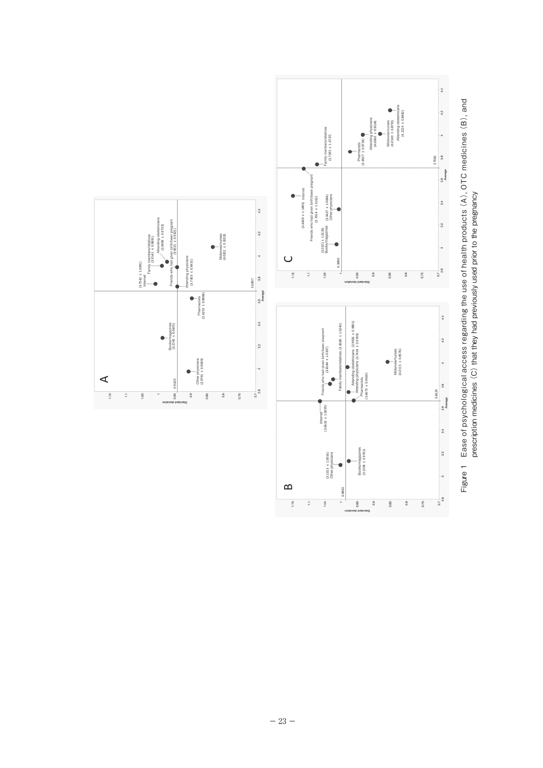Figure 1 Ease of psychological access regarding the use of health products (A), OTC medicines (B), and prescription medicines (C) that they had previously used prior to the pregnancy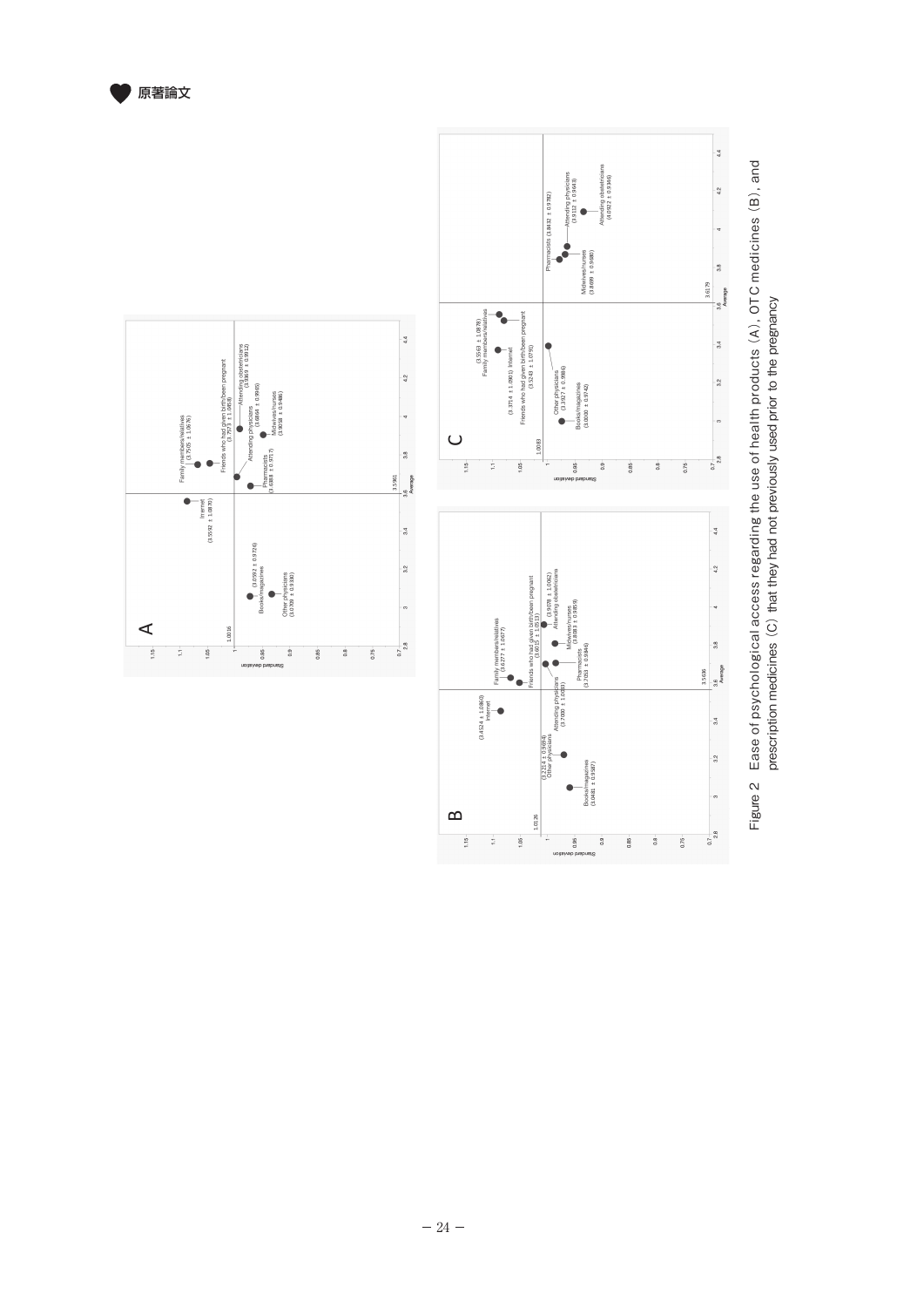原著論文

Figure 2　Ease of psychological access regarding the use of health products（A）, OTC medicines（B）, and prescription medicines（C）that they had not previously used prior to the pregnancy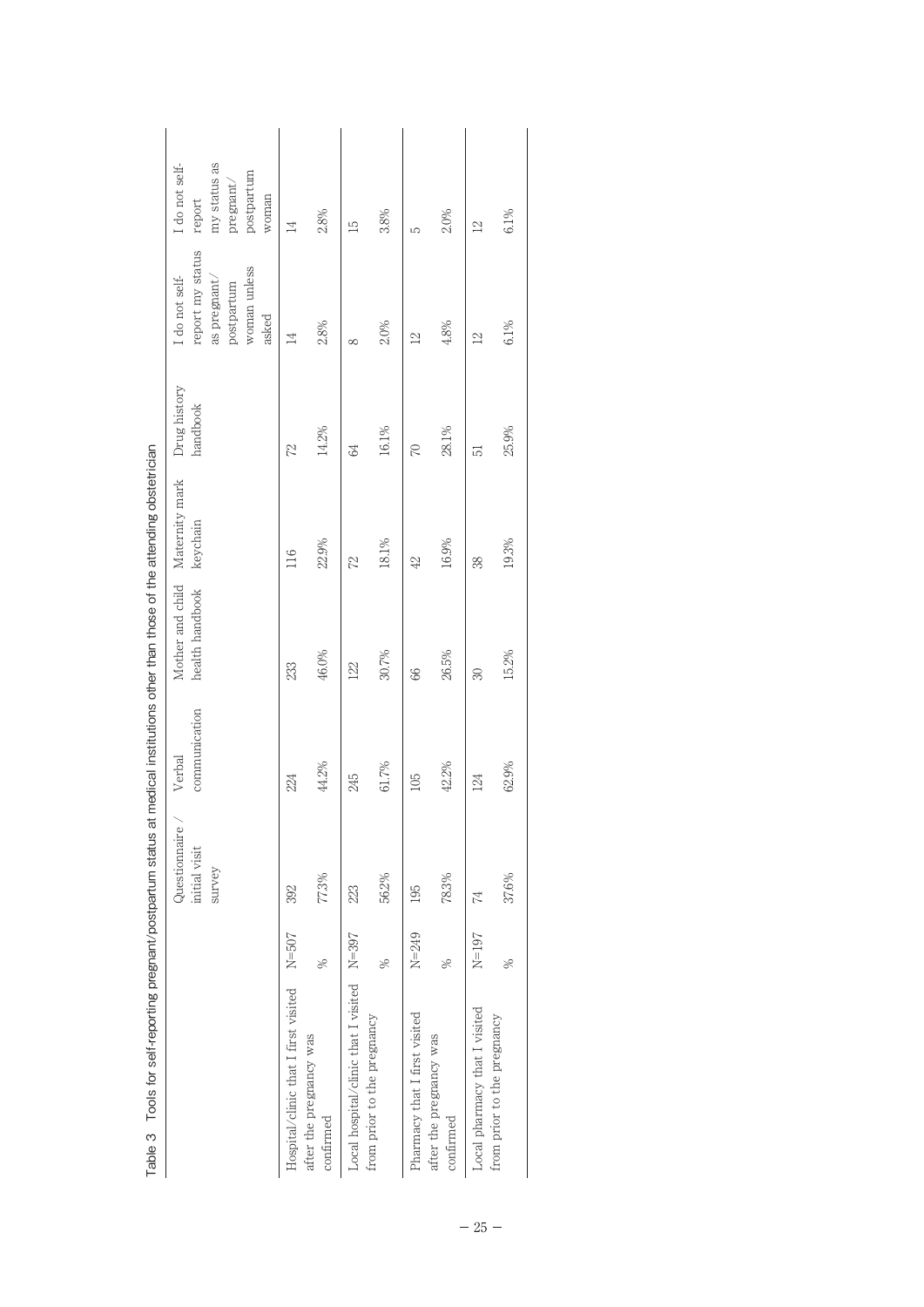Table 3 Tools for self-reporting pregnant/postpartum status at medical institutions other than those of the attending obstetrician

| | | Questionnaire / initial visit survey | Verbal communication | Mother and child health handbook | Maternity mark keychain | Drug history handbook | I do not self-report my status as pregnant/postpartum woman unless asked | I do not self-report my status as pregnant/postpartum woman |
|---|---|---|---|---|---|---|---|---|
| Hospital/clinic that I first visited after the pregnancy was confirmed | N=507 | 392 | 224 | 233 | 116 | 72 | 14 | 14 |
| | % | 77.3% | 44.2% | 46.0% | 22.9% | 14.2% | 2.8% | 2.8% |
| Local hospital/clinic that I visited from prior to the pregnancy | N=397 | 223 | 245 | 122 | 72 | 64 | 8 | 15 |
| | % | 56.2% | 61.7% | 30.7% | 18.1% | 16.1% | 2.0% | 3.8% |
| Pharmacy that I first visited after the pregnancy was confirmed | N=249 | 195 | 105 | 66 | 42 | 70 | 12 | 5 |
| | % | 78.3% | 42.2% | 26.5% | 16.9% | 28.1% | 4.8% | 2.0% |
| Local pharmacy that I visited from prior to the pregnancy | N=197 | 74 | 124 | 30 | 38 | 51 | 12 | 12 |
| | % | 37.6% | 62.9% | 15.2% | 19.3% | 25.9% | 6.1% | 6.1% |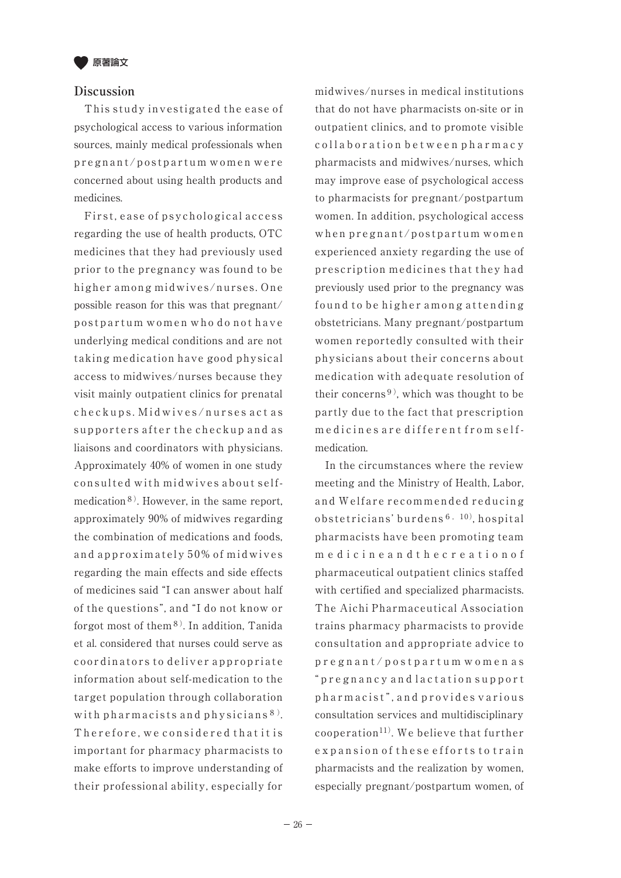## Discussion

This study investigated the ease of psychological access to various information sources, mainly medical professionals when pregnant/postpartum women were concerned about using health products and medicines.

First, ease of psychological access regarding the use of health products, OTC medicines that they had previously used prior to the pregnancy was found to be higher among midwives/nurses. One possible reason for this was that pregnant/postpartum women who do not have underlying medical conditions and are not taking medication have good physical access to midwives/nurses because they visit mainly outpatient clinics for prenatal checkups. Midwives/nurses act as supporters after the checkup and as liaisons and coordinators with physicians. Approximately 40% of women in one study consulted with midwives about self-medication[8]. However, in the same report, approximately 90% of midwives regarding the combination of medications and foods, and approximately 50% of midwives regarding the main effects and side effects of medicines said "I can answer about half of the questions", and "I do not know or forgot most of them[8]. In addition, Tanida et al. considered that nurses could serve as coordinators to deliver appropriate information about self-medication to the target population through collaboration with pharmacists and physicians[8]. Therefore, we considered that it is important for pharmacy pharmacists to make efforts to improve understanding of their professional ability, especially for midwives/nurses in medical institutions that do not have pharmacists on-site or in outpatient clinics, and to promote visible collaboration between pharmacy pharmacists and midwives/nurses, which may improve ease of psychological access to pharmacists for pregnant/postpartum women. In addition, psychological access when pregnant/postpartum women experienced anxiety regarding the use of prescription medicines that they had previously used prior to the pregnancy was found to be higher among attending obstetricians. Many pregnant/postpartum women reportedly consulted with their physicians about their concerns about medication with adequate resolution of their concerns[9], which was thought to be partly due to the fact that prescription medicines are different from self-medication.

In the circumstances where the review meeting and the Ministry of Health, Labor, and Welfare recommended reducing obstetricians' burdens[6, 10], hospital pharmacists have been promoting team medicine and the creation of pharmaceutical outpatient clinics staffed with certified and specialized pharmacists. The Aichi Pharmaceutical Association trains pharmacy pharmacists to provide consultation and appropriate advice to pregnant/postpartum women as "pregnancy and lactation support pharmacist", and provides various consultation services and multidisciplinary cooperation[11]. We believe that further expansion of these efforts to train pharmacists and the realization by women, especially pregnant/postpartum women, of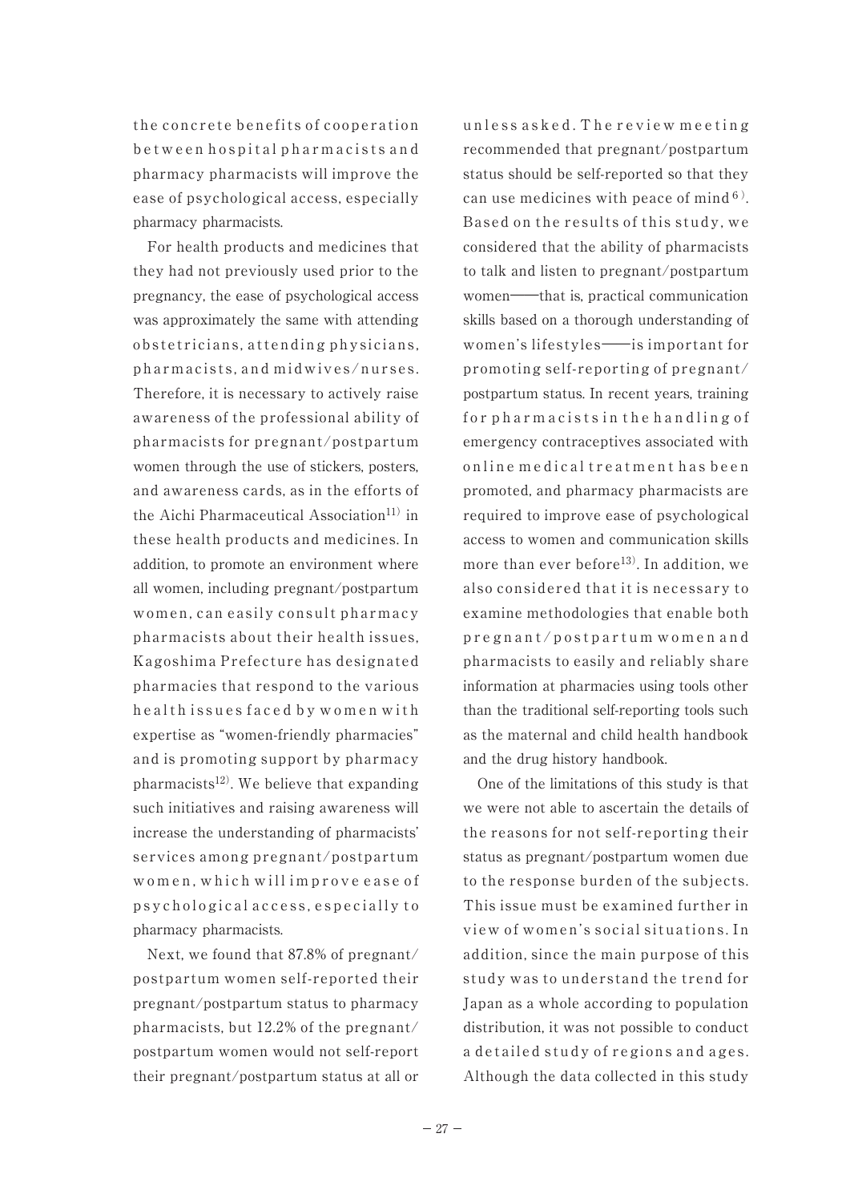the concrete benefits of cooperation between hospital pharmacists and pharmacy pharmacists will improve the ease of psychological access, especially pharmacy pharmacists.

For health products and medicines that they had not previously used prior to the pregnancy, the ease of psychological access was approximately the same with attending obstetricians, attending physicians, pharmacists, and midwives/nurses. Therefore, it is necessary to actively raise awareness of the professional ability of pharmacists for pregnant/postpartum women through the use of stickers, posters, and awareness cards, as in the efforts of the Aichi Pharmaceutical Association[11] in these health products and medicines. In addition, to promote an environment where all women, including pregnant/postpartum women, can easily consult pharmacy pharmacists about their health issues, Kagoshima Prefecture has designated pharmacies that respond to the various health issues faced by women with expertise as "women-friendly pharmacies" and is promoting support by pharmacy pharmacists[12]. We believe that expanding such initiatives and raising awareness will increase the understanding of pharmacists' services among pregnant/postpartum women, which will improve ease of psychological access, especially to pharmacy pharmacists.

Next, we found that 87.8% of pregnant/postpartum women self-reported their pregnant/postpartum status to pharmacy pharmacists, but 12.2% of the pregnant/postpartum women would not self-report their pregnant/postpartum status at all or unless asked. The review meeting recommended that pregnant/postpartum status should be self-reported so that they can use medicines with peace of mind[6]. Based on the results of this study, we considered that the ability of pharmacists to talk and listen to pregnant/postpartum women—that is, practical communication skills based on a thorough understanding of women's lifestyles—is important for promoting self-reporting of pregnant/postpartum status. In recent years, training for pharmacists in the handling of emergency contraceptives associated with online medical treatment has been promoted, and pharmacy pharmacists are required to improve ease of psychological access to women and communication skills more than ever before[13]. In addition, we also considered that it is necessary to examine methodologies that enable both pregnant/postpartum women and pharmacists to easily and reliably share information at pharmacies using tools other than the traditional self-reporting tools such as the maternal and child health handbook and the drug history handbook.

One of the limitations of this study is that we were not able to ascertain the details of the reasons for not self-reporting their status as pregnant/postpartum women due to the response burden of the subjects. This issue must be examined further in view of women's social situations. In addition, since the main purpose of this study was to understand the trend for Japan as a whole according to population distribution, it was not possible to conduct a detailed study of regions and ages. Although the data collected in this study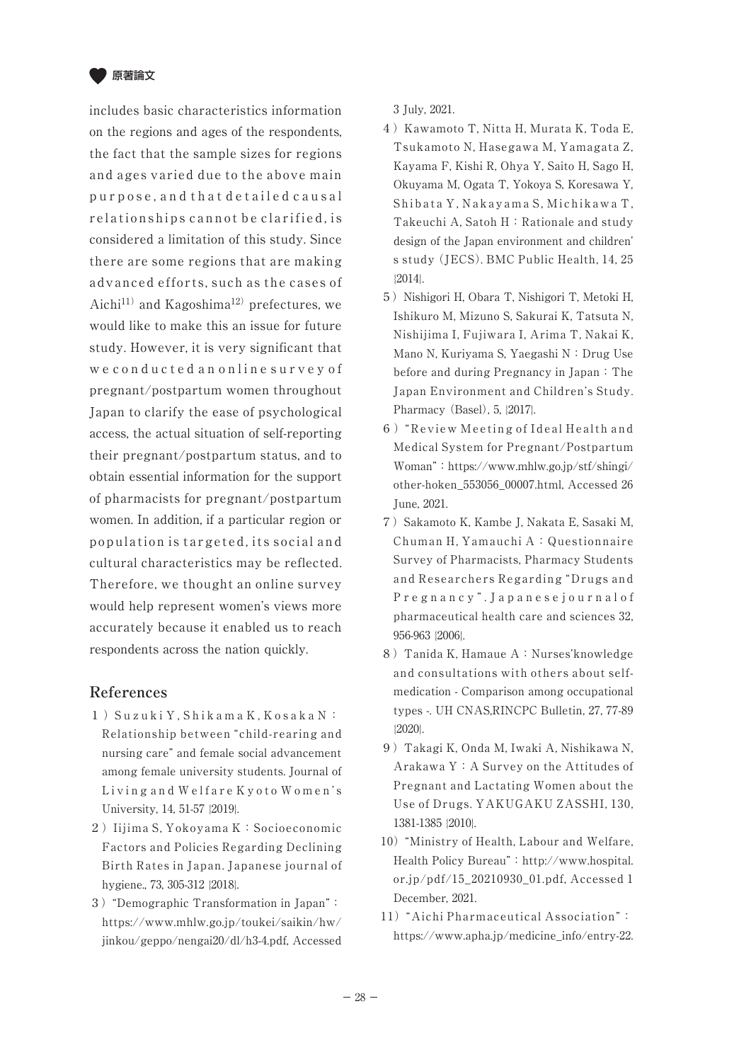includes basic characteristics information on the regions and ages of the respondents, the fact that the sample sizes for regions and ages varied due to the above main purpose, and that detailed causal relationships cannot be clarified, is considered a limitation of this study. Since there are some regions that are making advanced efforts, such as the cases of Aichi[11] and Kagoshima[12] prefectures, we would like to make this an issue for future study. However, it is very significant that we conducted an online survey of pregnant/postpartum women throughout Japan to clarify the ease of psychological access, the actual situation of self-reporting their pregnant/postpartum status, and to obtain essential information for the support of pharmacists for pregnant/postpartum women. In addition, if a particular region or population is targeted, its social and cultural characteristics may be reflected. Therefore, we thought an online survey would help represent women's views more accurately because it enabled us to reach respondents across the nation quickly.

## References

1) Suzuki Y, Shikama K, Kosaka N：Relationship between "child-rearing and nursing care" and female social advancement among female university students. Journal of Living and Welfare Kyoto Women's University, 14, 51-57 (2019).
2) Iijima S, Yokoyama K：Socioeconomic Factors and Policies Regarding Declining Birth Rates in Japan. Japanese journal of hygiene., 73, 305-312 (2018).
3) "Demographic Transformation in Japan"：https://www.mhlw.go.jp/toukei/saikin/hw/jinkou/geppo/nengai20/dl/h3-4.pdf, Accessed 3 July, 2021.
4) Kawamoto T, Nitta H, Murata K, Toda E, Tsukamoto N, Hasegawa M, Yamagata Z, Kayama F, Kishi R, Ohya Y, Saito H, Sago H, Okuyama M, Ogata T, Yokoya S, Koresawa Y, Shibata Y, Nakayama S, Michikawa T, Takeuchi A, Satoh H：Rationale and study design of the Japan environment and children's study (JECS). BMC Public Health, 14, 25 (2014).
5) Nishigori H, Obara T, Nishigori T, Metoki H, Ishikuro M, Mizuno S, Sakurai K, Tatsuta N, Nishijima I, Fujiwara I, Arima T, Nakai K, Mano N, Kuriyama S, Yaegashi N：Drug Use before and during Pregnancy in Japan：The Japan Environment and Children's Study. Pharmacy (Basel), 5, (2017).
6) "Review Meeting of Ideal Health and Medical System for Pregnant/Postpartum Woman"：https://www.mhlw.go.jp/stf/shingi/other-hoken_553056_00007.html, Accessed 26 June, 2021.
7) Sakamoto K, Kambe J, Nakata E, Sasaki M, Chuman H, Yamauchi A：Questionnaire Survey of Pharmacists, Pharmacy Students and Researchers Regarding "Drugs and Pregnancy". Japanese journal of pharmaceutical health care and sciences 32, 956-963 (2006).
8) Tanida K, Hamaue A：Nurses'knowledge and consultations with others about self-medication - Comparison among occupational types -. UH CNAS,RINCPC Bulletin, 27, 77-89 (2020).
9) Takagi K, Onda M, Iwaki A, Nishikawa N, Arakawa Y：A Survey on the Attitudes of Pregnant and Lactating Women about the Use of Drugs. YAKUGAKU ZASSHI, 130, 1381-1385 (2010).
10) "Ministry of Health, Labour and Welfare, Health Policy Bureau"：http://www.hospital.or.jp/pdf/15_20210930_01.pdf, Accessed 1 December, 2021.
11) "Aichi Pharmaceutical Association"：https://www.apha.jp/medicine_info/entry-22.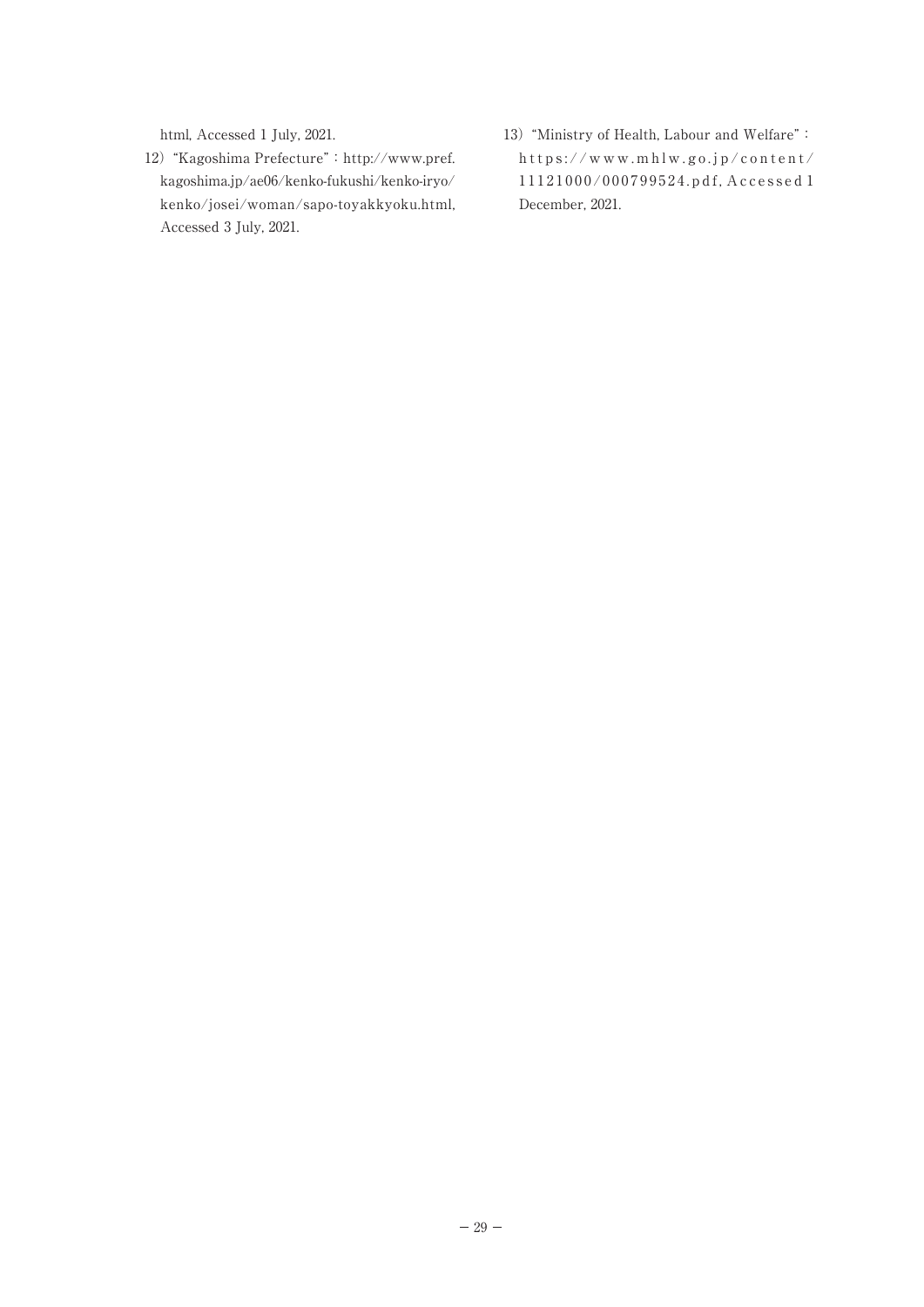html, Accessed 1 July, 2021.

12) "Kagoshima Prefecture" : http://www.pref.kagoshima.jp/ae06/kenko-fukushi/kenko-iryo/kenko/josei/woman/sapo-toyakkyoku.html, Accessed 3 July, 2021.

13) "Ministry of Health, Labour and Welfare" : https://www.mhlw.go.jp/content/11121000/000799524.pdf, Accessed 1 December, 2021.